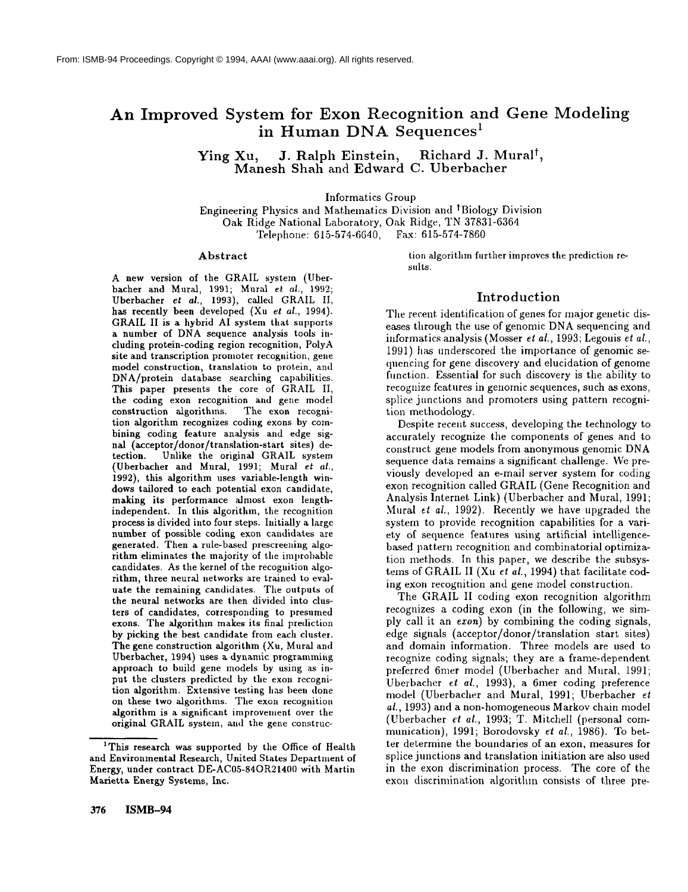From: ISMB-94 Proceedings. Copyright © 1994, AAAI (www.aaai.org). All rights reserved.

# An Improved System for Exon Recognition and Gene Modeling in Human DNA Sequences[1]

**Ying Xu, J. Ralph Einstein, Richard J. Mural[†], Manesh Shah and Edward C. Uberbacher**

Informatics Group
Engineering Physics and Mathematics Division and [†]Biology Division
Oak Ridge National Laboratory, Oak Ridge, TN 37831-6364
Telephone: 615-574-6640, Fax: 615-574-7860

## Abstract

A new version of the GRAIL system (Uberbacher and Mural, 1991; Mural *et al.*, 1992; Uberbacher *et al.*, 1993), called GRAIL II, has recently been developed (Xu *et al.*, 1994). GRAIL II is a hybrid AI system that supports a number of DNA sequence analysis tools including protein-coding region recognition, PolyA site and transcription promoter recognition, gene model construction, translation to protein, and DNA/protein database searching capabilities. This paper presents the core of GRAIL II, the coding exon recognition and gene model construction algorithms. The exon recognition algorithm recognizes coding exons by combining coding feature analysis and edge signal (acceptor/donor/translation-start sites) detection. Unlike the original GRAIL system (Uberbacher and Mural, 1991; Mural *et al.*, 1992), this algorithm uses variable-length windows tailored to each potential exon candidate, making its performance almost exon length-independent. In this algorithm, the recognition process is divided into four steps. Initially a large number of possible coding exon candidates are generated. Then a rule-based prescreening algorithm eliminates the majority of the improbable candidates. As the kernel of the recognition algorithm, three neural networks are trained to evaluate the remaining candidates. The outputs of the neural networks are then divided into clusters of candidates, corresponding to presumed exons. The algorithm makes its final prediction by picking the best candidate from each cluster. The gene construction algorithm (Xu, Mural and Uberbacher, 1994) uses a dynamic programming approach to build gene models by using as input the clusters predicted by the exon recognition algorithm. Extensive testing has been done on these two algorithms. The exon recognition algorithm is a significant improvement over the original GRAIL system, and the gene construction algorithm further improves the prediction results.

## Introduction

The recent identification of genes for major genetic diseases through the use of genomic DNA sequencing and informatics analysis (Mosser *et al.*, 1993; Legouis *et al.*, 1991) has underscored the importance of genomic sequencing for gene discovery and elucidation of genome function. Essential for such discovery is the ability to recognize features in genomic sequences, such as exons, splice junctions and promoters using pattern recognition methodology.

Despite recent success, developing the technology to accurately recognize the components of genes and to construct gene models from anonymous genomic DNA sequence data remains a significant challenge. We previously developed an e-mail server system for coding exon recognition called GRAIL (Gene Recognition and Analysis Internet Link) (Uberbacher and Mural, 1991; Mural *et al.*, 1992). Recently we have upgraded the system to provide recognition capabilities for a variety of sequence features using artificial intelligence-based pattern recognition and combinatorial optimization methods. In this paper, we describe the subsystems of GRAIL II (Xu *et al.*, 1994) that facilitate coding exon recognition and gene model construction.

The GRAIL II coding exon recognition algorithm recognizes a coding exon (in the following, we simply call it an *exon*) by combining the coding signals, edge signals (acceptor/donor/translation start sites) and domain information. Three models are used to recognize coding signals; they are a frame-dependent preferred 6mer model (Uberbacher and Mural, 1991; Uberbacher *et al.*, 1993), a 6mer coding preference model (Uberbacher and Mural, 1991; Uberbacher *et al.*, 1993) and a non-homogeneous Markov chain model (Uberbacher *et al.*, 1993; T. Mitchell (personal communication), 1991; Borodovsky *et al.*, 1986). To better determine the boundaries of an exon, measures for splice junctions and translation initiation are also used in the exon discrimination process. The core of the exon discrimination algorithm consists of three pre-

[1]This research was supported by the Office of Health and Environmental Research, United States Department of Energy, under contract DE-AC05-84OR21400 with Martin Marietta Energy Systems, Inc.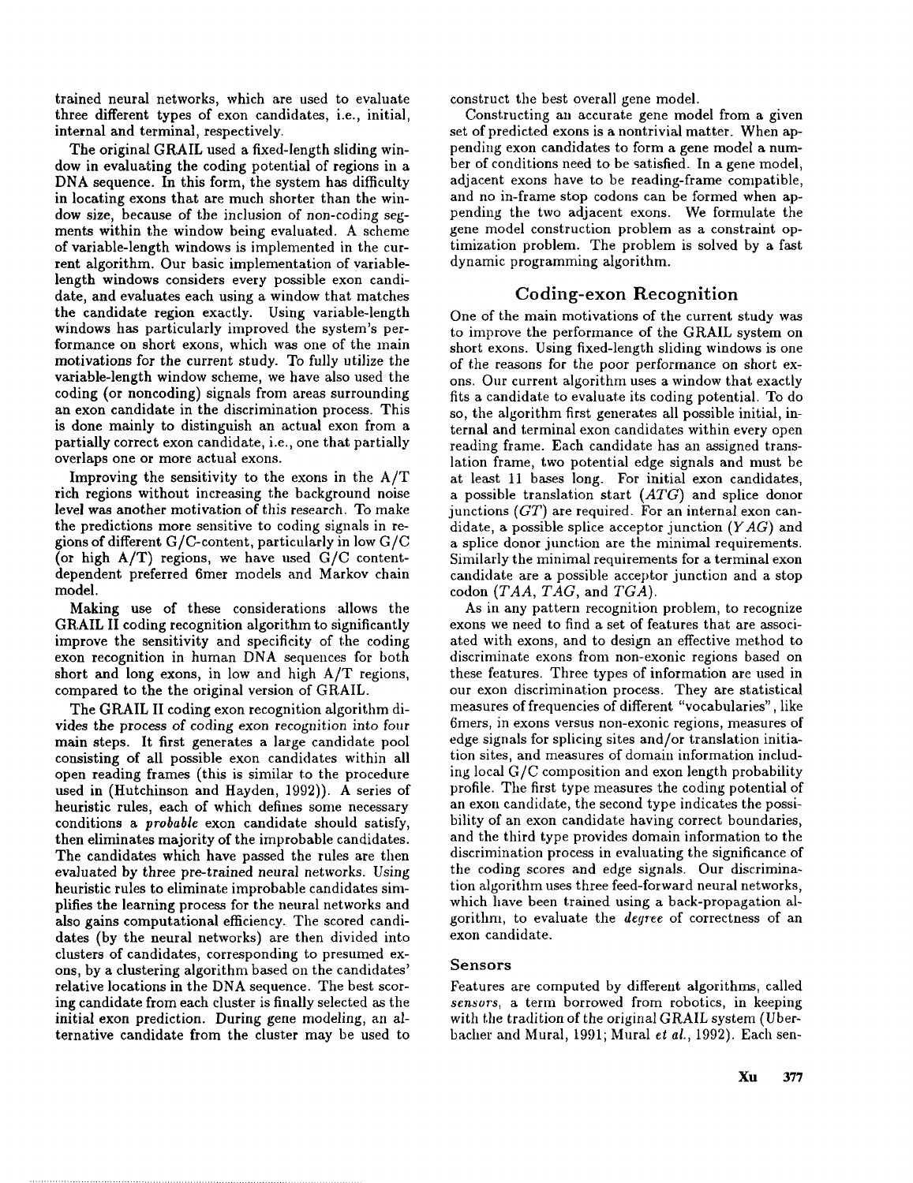trained neural networks, which are used to evaluate three different types of exon candidates, i.e., initial, internal and terminal, respectively.

The original GRAIL used a fixed-length sliding window in evaluating the coding potential of regions in a DNA sequence. In this form, the system has difficulty in locating exons that are much shorter than the window size, because of the inclusion of non-coding segments within the window being evaluated. A scheme of variable-length windows is implemented in the current algorithm. Our basic implementation of variable-length windows considers every possible exon candidate, and evaluates each using a window that matches the candidate region exactly. Using variable-length windows has particularly improved the system's performance on short exons, which was one of the main motivations for the current study. To fully utilize the variable-length window scheme, we have also used the coding (or noncoding) signals from areas surrounding an exon candidate in the discrimination process. This is done mainly to distinguish an actual exon from a partially correct exon candidate, i.e., one that partially overlaps one or more actual exons.

Improving the sensitivity to the exons in the A/T rich regions without increasing the background noise level was another motivation of this research. To make the predictions more sensitive to coding signals in regions of different G/C-content, particularly in low G/C (or high A/T) regions, we have used G/C content-dependent preferred 6mer models and Markov chain model.

Making use of these considerations allows the GRAIL II coding recognition algorithm to significantly improve the sensitivity and specificity of the coding exon recognition in human DNA sequences for both short and long exons, in low and high A/T regions, compared to the the original version of GRAIL.

The GRAIL II coding exon recognition algorithm divides the process of coding exon recognition into four main steps. It first generates a large candidate pool consisting of all possible exon candidates within all open reading frames (this is similar to the procedure used in (Hutchinson and Hayden, 1992)). A series of heuristic rules, each of which defines some necessary conditions a *probable* exon candidate should satisfy, then eliminates majority of the improbable candidates. The candidates which have passed the rules are then evaluated by three pre-trained neural networks. Using heuristic rules to eliminate improbable candidates simplifies the learning process for the neural networks and also gains computational efficiency. The scored candidates (by the neural networks) are then divided into clusters of candidates, corresponding to presumed exons, by a clustering algorithm based on the candidates' relative locations in the DNA sequence. The best scoring candidate from each cluster is finally selected as the initial exon prediction. During gene modeling, an alternative candidate from the cluster may be used to construct the best overall gene model.

Constructing an accurate gene model from a given set of predicted exons is a nontrivial matter. When appending exon candidates to form a gene model a number of conditions need to be satisfied. In a gene model, adjacent exons have to be reading-frame compatible, and no in-frame stop codons can be formed when appending the two adjacent exons. We formulate the gene model construction problem as a constraint optimization problem. The problem is solved by a fast dynamic programming algorithm.

## Coding-exon Recognition

One of the main motivations of the current study was to improve the performance of the GRAIL system on short exons. Using fixed-length sliding windows is one of the reasons for the poor performance on short exons. Our current algorithm uses a window that exactly fits a candidate to evaluate its coding potential. To do so, the algorithm first generates all possible initial, internal and terminal exon candidates within every open reading frame. Each candidate has an assigned translation frame, two potential edge signals and must be at least 11 bases long. For initial exon candidates, a possible translation start (*ATG*) and splice donor junctions (*GT*) are required. For an internal exon candidate, a possible splice acceptor junction (*YAG*) and a splice donor junction are the minimal requirements. Similarly the minimal requirements for a terminal exon candidate are a possible acceptor junction and a stop codon (*TAA*, *TAG*, and *TGA*).

As in any pattern recognition problem, to recognize exons we need to find a set of features that are associated with exons, and to design an effective method to discriminate exons from non-exonic regions based on these features. Three types of information are used in our exon discrimination process. They are statistical measures of frequencies of different "vocabularies", like 6mers, in exons versus non-exonic regions, measures of edge signals for splicing sites and/or translation initiation sites, and measures of domain information including local G/C composition and exon length probability profile. The first type measures the coding potential of an exon candidate, the second type indicates the possibility of an exon candidate having correct boundaries, and the third type provides domain information to the discrimination process in evaluating the significance of the coding scores and edge signals. Our discrimination algorithm uses three feed-forward neural networks, which have been trained using a back-propagation algorithm, to evaluate the *degree* of correctness of an exon candidate.

### Sensors

Features are computed by different algorithms, called *sensors*, a term borrowed from robotics, in keeping with the tradition of the original GRAIL system (Uberbacher and Mural, 1991; Mural *et al.*, 1992). Each sen-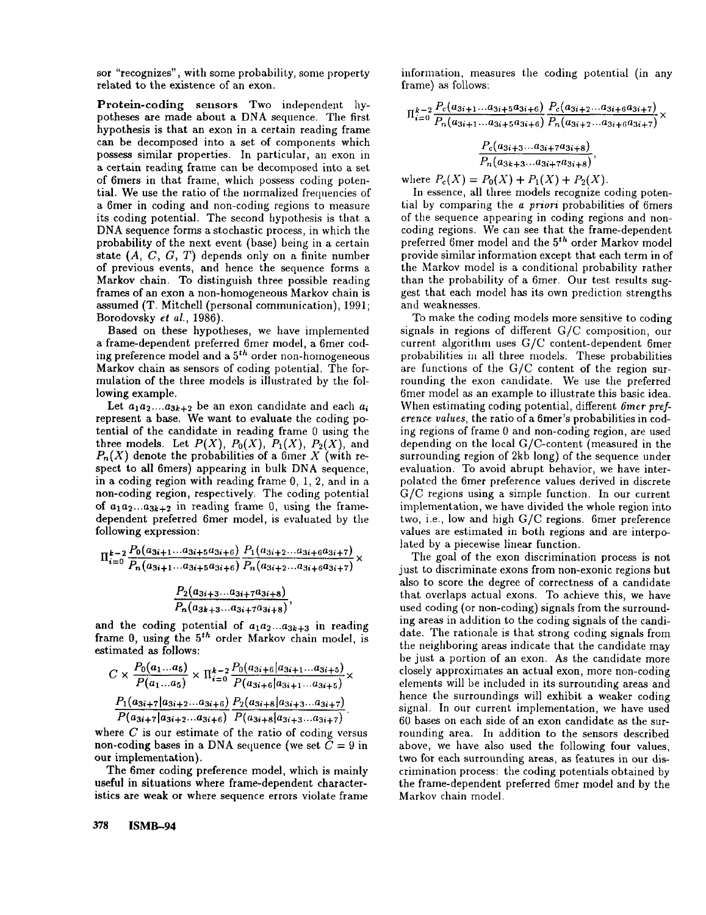sor "recognizes", with some probability, some property related to the existence of an exon.

**Protein-coding sensors** Two independent hypotheses are made about a DNA sequence. The first hypothesis is that an exon in a certain reading frame can be decomposed into a set of components which possess similar properties. In particular, an exon in a certain reading frame can be decomposed into a set of 6mers in that frame, which possess coding potential. We use the ratio of the normalized frequencies of a 6mer in coding and non-coding regions to measure its coding potential. The second hypothesis is that a DNA sequence forms a stochastic process, in which the probability of the next event (base) being in a certain state ($A$, $C$, $G$, $T$) depends only on a finite number of previous events, and hence the sequence forms a Markov chain. To distinguish three possible reading frames of an exon a non-homogeneous Markov chain is assumed (T. Mitchell (personal communication), 1991; Borodovsky *et al.*, 1986).

Based on these hypotheses, we have implemented a frame-dependent preferred 6mer model, a 6mer coding preference model and a $5^{th}$ order non-homogeneous Markov chain as sensors of coding potential. The formulation of the three models is illustrated by the following example.

Let $a_1 a_2 \ldots a_{3k+2}$ be an exon candidate and each $a_i$ represent a base. We want to evaluate the coding potential of the candidate in reading frame 0 using the three models. Let $P(X)$, $P_0(X)$, $P_1(X)$, $P_2(X)$, and $P_n(X)$ denote the probabilities of a 6mer $X$ (with respect to all 6mers) appearing in bulk DNA sequence, in a coding region with reading frame 0, 1, 2, and in a non-coding region, respectively. The coding potential of $a_1 a_2 \ldots a_{3k+2}$ in reading frame 0, using the frame-dependent preferred 6mer model, is evaluated by the following expression:

$$\Pi_{i=0}^{k-2} \frac{P_0(a_{3i+1} \ldots a_{3i+5} a_{3i+6})}{P_n(a_{3i+1} \ldots a_{3i+5} a_{3i+6})} \frac{P_1(a_{3i+2} \ldots a_{3i+6} a_{3i+7})}{P_n(a_{3i+2} \ldots a_{3i+6} a_{3i+7})} \times \frac{P_2(a_{3i+3} \ldots a_{3i+7} a_{3i+8})}{P_n(a_{3k+3} \ldots a_{3i+7} a_{3i+8})},$$

and the coding potential of $a_1 a_2 \ldots a_{3k+3}$ in reading frame 0, using the $5^{th}$ order Markov chain model, is estimated as follows:

$$C \times \frac{P_0(a_1 \ldots a_5)}{P(a_1 \ldots a_5)} \times \Pi_{i=0}^{k-2} \frac{P_0(a_{3i+6} | a_{3i+1} \ldots a_{3i+5})}{P(a_{3i+6} | a_{3i+1} \ldots a_{3i+5})} \times \frac{P_1(a_{3i+7} | a_{3i+2} \ldots a_{3i+6})}{P(a_{3i+7} | a_{3i+2} \ldots a_{3i+6})} \frac{P_2(a_{3i+8} | a_{3i+3} \ldots a_{3i+7})}{P(a_{3i+8} | a_{3i+3} \ldots a_{3i+7})}.$$

where $C$ is our estimate of the ratio of coding versus non-coding bases in a DNA sequence (we set $C = 9$ in our implementation).

The 6mer coding preference model, which is mainly useful in situations where frame-dependent characteristics are weak or where sequence errors violate frame information, measures the coding potential (in any frame) as follows:

$$\Pi_{i=0}^{k-2} \frac{P_c(a_{3i+1} \ldots a_{3i+5} a_{3i+6})}{P_n(a_{3i+1} \ldots a_{3i+5} a_{3i+6})} \frac{P_c(a_{3i+2} \ldots a_{3i+6} a_{3i+7})}{P_n(a_{3i+2} \ldots a_{3i+6} a_{3i+7})} \times \frac{P_c(a_{3i+3} \ldots a_{3i+7} a_{3i+8})}{P_n(a_{3k+3} \ldots a_{3i+7} a_{3i+8})},$$

where $P_c(X) = P_0(X) + P_1(X) + P_2(X)$.

In essence, all three models recognize coding potential by comparing the *a priori* probabilities of 6mers of the sequence appearing in coding regions and non-coding regions. We can see that the frame-dependent preferred 6mer model and the $5^{th}$ order Markov model provide similar information except that each term in of the Markov model is a conditional probability rather than the probability of a 6mer. Our test results suggest that each model has its own prediction strengths and weaknesses.

To make the coding models more sensitive to coding signals in regions of different G/C composition, our current algorithm uses G/C content-dependent 6mer probabilities in all three models. These probabilities are functions of the G/C content of the region surrounding the exon candidate. We use the preferred 6mer model as an example to illustrate this basic idea. When estimating coding potential, different *6mer preference values*, the ratio of a 6mer's probabilities in coding regions of frame 0 and non-coding region, are used depending on the local G/C-content (measured in the surrounding region of 2kb long) of the sequence under evaluation. To avoid abrupt behavior, we have interpolated the 6mer preference values derived in discrete G/C regions using a simple function. In our current implementation, we have divided the whole region into two, i.e., low and high G/C regions. 6mer preference values are estimated in both regions and are interpolated by a piecewise linear function.

The goal of the exon discrimination process is not just to discriminate exons from non-exonic regions but also to score the degree of correctness of a candidate that overlaps actual exons. To achieve this, we have used coding (or non-coding) signals from the surrounding areas in addition to the coding signals of the candidate. The rationale is that strong coding signals from the neighboring areas indicate that the candidate may be just a portion of an exon. As the candidate more closely approximates an actual exon, more non-coding elements will be included in its surrounding areas and hence the surroundings will exhibit a weaker coding signal. In our current implementation, we have used 60 bases on each side of an exon candidate as the surrounding area. In addition to the sensors described above, we have also used the following four values, two for each surrounding areas, as features in our discrimination process: the coding potentials obtained by the frame-dependent preferred 6mer model and by the Markov chain model.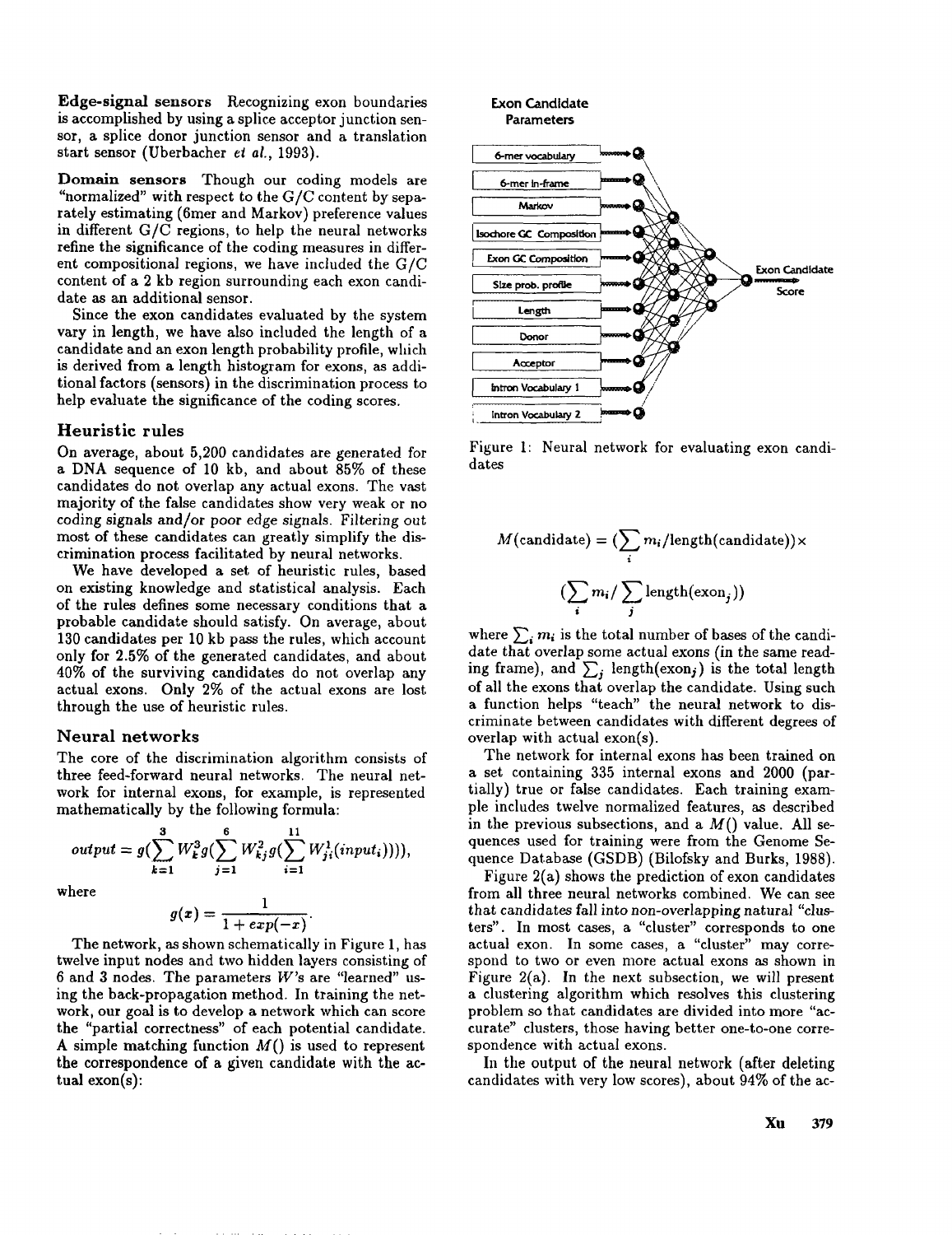**Edge-signal sensors** Recognizing exon boundaries is accomplished by using a splice acceptor junction sensor, a splice donor junction sensor and a translation start sensor (Uberbacher *et al.*, 1993).

**Domain sensors** Though our coding models are "normalized" with respect to the G/C content by separately estimating (6mer and Markov) preference values in different G/C regions, to help the neural networks refine the significance of the coding measures in different compositional regions, we have included the G/C content of a 2 kb region surrounding each exon candidate as an additional sensor.

Since the exon candidates evaluated by the system vary in length, we have also included the length of a candidate and an exon length probability profile, which is derived from a length histogram for exons, as additional factors (sensors) in the discrimination process to help evaluate the significance of the coding scores.

## Heuristic rules

On average, about 5,200 candidates are generated for a DNA sequence of 10 kb, and about 85% of these candidates do not overlap any actual exons. The vast majority of the false candidates show very weak or no coding signals and/or poor edge signals. Filtering out most of these candidates can greatly simplify the discrimination process facilitated by neural networks.

We have developed a set of heuristic rules, based on existing knowledge and statistical analysis. Each of the rules defines some necessary conditions that a probable candidate should satisfy. On average, about 130 candidates per 10 kb pass the rules, which account only for 2.5% of the generated candidates, and about 40% of the surviving candidates do not overlap any actual exons. Only 2% of the actual exons are lost through the use of heuristic rules.

## Neural networks

The core of the discrimination algorithm consists of three feed-forward neural networks. The neural network for internal exons, for example, is represented mathematically by the following formula:

$$output = g(\sum_{k=1}^{3} W_k^3 g(\sum_{j=1}^{6} W_{kj}^2 g(\sum_{i=1}^{11} W_{ji}^1 (input_i)))),$$

where

$$g(x) = \frac{1}{1 + exp(-x)}.$$

The network, as shown schematically in Figure 1, has twelve input nodes and two hidden layers consisting of 6 and 3 nodes. The parameters $W$'s are "learned" using the back-propagation method. In training the network, our goal is to develop a network which can score the "partial correctness" of each potential candidate. A simple matching function $M()$ is used to represent the correspondence of a given candidate with the actual exon(s):

Figure 1: Neural network for evaluating exon candidates

$$M(\text{candidate}) = (\sum_i m_i / \text{length(candidate)}) \times (\sum_i m_i / \sum_j \text{length}(\text{exon}_j))$$

where $\sum_i m_i$ is the total number of bases of the candidate that overlap some actual exons (in the same reading frame), and $\sum_j \text{length}(\text{exon}_j)$ is the total length of all the exons that overlap the candidate. Using such a function helps "teach" the neural network to discriminate between candidates with different degrees of overlap with actual exon(s).

The network for internal exons has been trained on a set containing 335 internal exons and 2000 (partially) true or false candidates. Each training example includes twelve normalized features, as described in the previous subsections, and a $M()$ value. All sequences used for training were from the Genome Sequence Database (GSDB) (Bilofsky and Burks, 1988).

Figure 2(a) shows the prediction of exon candidates from all three neural networks combined. We can see that candidates fall into non-overlapping natural "clusters". In most cases, a "cluster" corresponds to one actual exon. In some cases, a "cluster" may correspond to two or even more actual exons as shown in Figure 2(a). In the next subsection, we will present a clustering algorithm which resolves this clustering problem so that candidates are divided into more "accurate" clusters, those having better one-to-one correspondence with actual exons.

In the output of the neural network (after deleting candidates with very low scores), about 94% of the ac-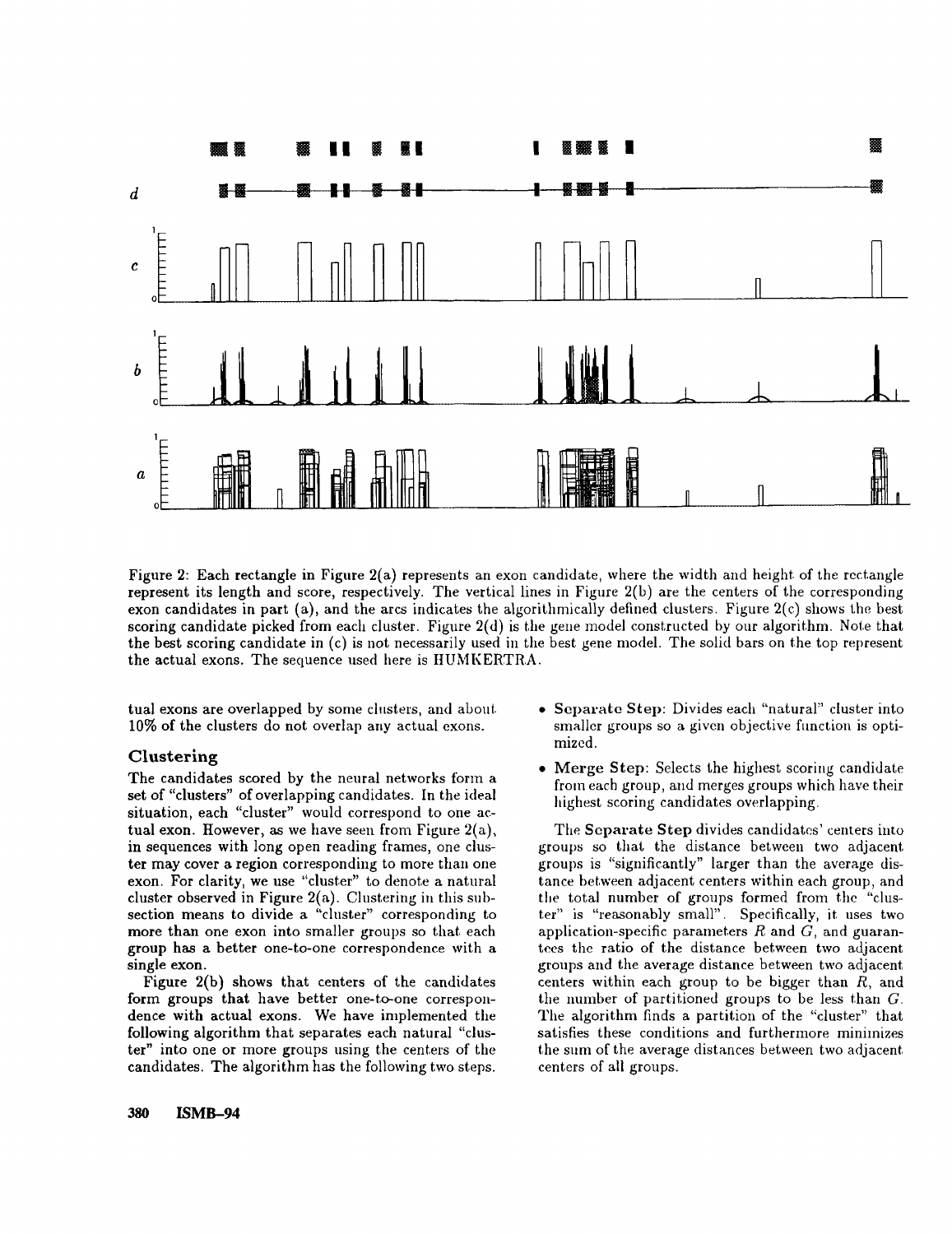Figure 2: Each rectangle in Figure 2(a) represents an exon candidate, where the width and height of the rectangle represent its length and score, respectively. The vertical lines in Figure 2(b) are the centers of the corresponding exon candidates in part (a), and the arcs indicates the algorithmically defined clusters. Figure 2(c) shows the best scoring candidate picked from each cluster. Figure 2(d) is the gene model constructed by our algorithm. Note that the best scoring candidate in (c) is not necessarily used in the best gene model. The solid bars on the top represent the actual exons. The sequence used here is HUMKERTRA.

tual exons are overlapped by some clusters, and about 10% of the clusters do not overlap any actual exons.

## Clustering

The candidates scored by the neural networks form a set of "clusters" of overlapping candidates. In the ideal situation, each "cluster" would correspond to one actual exon. However, as we have seen from Figure 2(a), in sequences with long open reading frames, one cluster may cover a region corresponding to more than one exon. For clarity, we use "cluster" to denote a natural cluster observed in Figure 2(a). Clustering in this subsection means to divide a "cluster" corresponding to more than one exon into smaller groups so that each group has a better one-to-one correspondence with a single exon.

Figure 2(b) shows that centers of the candidates form groups that have better one-to-one correspondence with actual exons. We have implemented the following algorithm that separates each natural "cluster" into one or more groups using the centers of the candidates. The algorithm has the following two steps.

- **Separate Step**: Divides each "natural" cluster into smaller groups so a given objective function is optimized.
- **Merge Step**: Selects the highest scoring candidate from each group, and merges groups which have their highest scoring candidates overlapping.

The **Separate Step** divides candidates' centers into groups so that the distance between two adjacent groups is "significantly" larger than the average distance between adjacent centers within each group, and the total number of groups formed from the "cluster" is "reasonably small". Specifically, it uses two application-specific parameters $R$ and $G$, and guarantees the ratio of the distance between two adjacent groups and the average distance between two adjacent centers within each group to be bigger than $R$, and the number of partitioned groups to be less than $G$. The algorithm finds a partition of the "cluster" that satisfies these conditions and furthermore minimizes the sum of the average distances between two adjacent centers of all groups.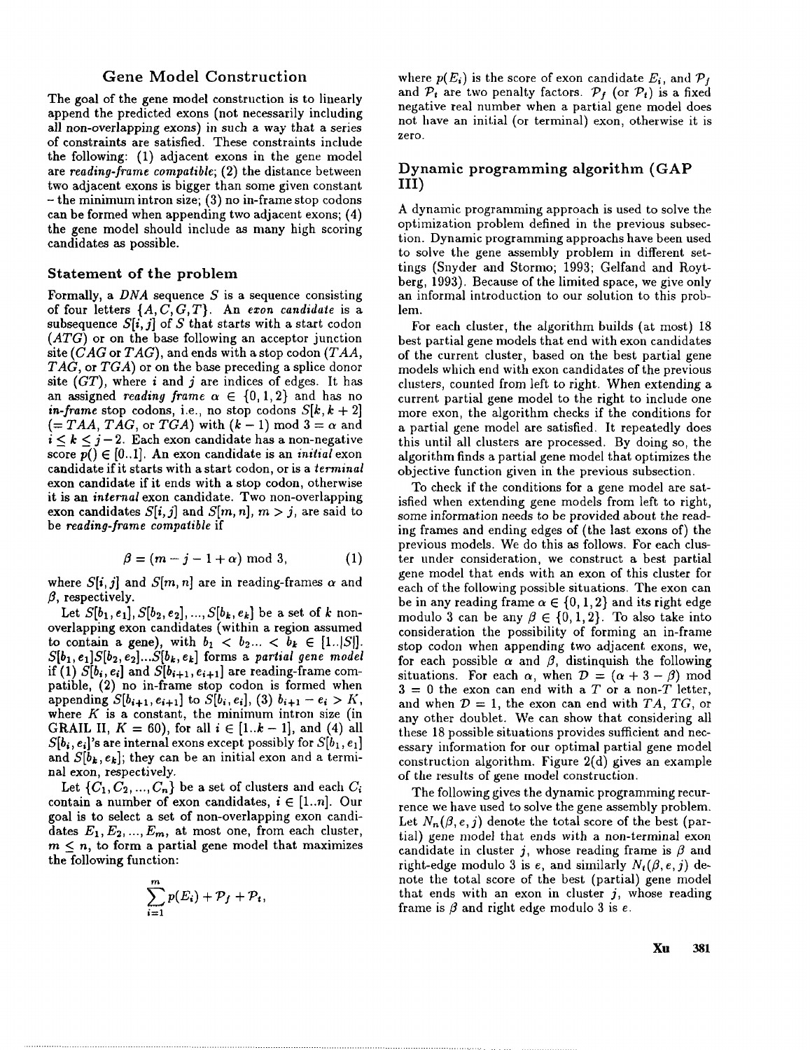## Gene Model Construction

The goal of the gene model construction is to linearly append the predicted exons (not necessarily including all non-overlapping exons) in such a way that a series of constraints are satisfied. These constraints include the following: (1) adjacent exons in the gene model are *reading-frame compatible*; (2) the distance between two adjacent exons is bigger than some given constant – the minimum intron size; (3) no in-frame stop codons can be formed when appending two adjacent exons; (4) the gene model should include as many high scoring candidates as possible.

### Statement of the problem

Formally, a *DNA* sequence $S$ is a sequence consisting of four letters $\{A, C, G, T\}$. An *exon candidate* is a subsequence $S[i, j]$ of $S$ that starts with a start codon ($ATG$) or on the base following an acceptor junction site ($CAG$ or $TAG$), and ends with a stop codon ($TAA$, $TAG$, or $TGA$) or on the base preceding a splice donor site ($GT$), where $i$ and $j$ are indices of edges. It has an assigned *reading frame* $\alpha \in \{0, 1, 2\}$ and has no *in-frame* stop codons, i.e., no stop codons $S[k, k+2]$ ($= TAA$, $TAG$, or $TGA$) with $(k-1) \bmod 3 = \alpha$ and $i \leq k \leq j-2$. Each exon candidate has a non-negative score $p() \in [0..1]$. An exon candidate is an *initial* exon candidate if it starts with a start codon, or is a *terminal* exon candidate if it ends with a stop codon, otherwise it is an *internal* exon candidate. Two non-overlapping exon candidates $S[i, j]$ and $S[m, n]$, $m > j$, are said to be *reading-frame compatible* if

$$\beta = (m - j - 1 + \alpha) \bmod 3, \tag{1}$$

where $S[i, j]$ and $S[m, n]$ are in reading-frames $\alpha$ and $\beta$, respectively.

Let $S[b_1, e_1], S[b_2, e_2], ..., S[b_k, e_k]$ be a set of $k$ non-overlapping exon candidates (within a region assumed to contain a gene), with $b_1 < b_2 ... < b_k \in [1..|S|]$. $S[b_1, e_1]S[b_2, e_2]...S[b_k, e_k]$ forms a *partial gene model* if (1) $S[b_i, e_i]$ and $S[b_{i+1}, e_{i+1}]$ are reading-frame compatible, (2) no in-frame stop codon is formed when appending $S[b_{i+1}, e_{i+1}]$ to $S[b_i, e_i]$, (3) $b_{i+1} - e_i > K$, where $K$ is a constant, the minimum intron size (in GRAIL II, $K = 60$), for all $i \in [1..k-1]$, and (4) all $S[b_i, e_i]$'s are internal exons except possibly for $S[b_1, e_1]$ and $S[b_k, e_k]$; they can be an initial exon and a terminal exon, respectively.

Let $\{C_1, C_2, ..., C_n\}$ be a set of clusters and each $C_i$ contain a number of exon candidates, $i \in [1..n]$. Our goal is to select a set of non-overlapping exon candidates $E_1, E_2, ..., E_m$, at most one, from each cluster, $m \leq n$, to form a partial gene model that maximizes the following function:

$$\sum_{i=1}^{m} p(E_i) + \mathcal{P}_f + \mathcal{P}_t,$$

where $p(E_i)$ is the score of exon candidate $E_i$, and $\mathcal{P}_f$ and $\mathcal{P}_t$ are two penalty factors. $\mathcal{P}_f$ (or $\mathcal{P}_t$) is a fixed negative real number when a partial gene model does not have an initial (or terminal) exon, otherwise it is zero.

### Dynamic programming algorithm (GAP III)

A dynamic programming approach is used to solve the optimization problem defined in the previous subsection. Dynamic programming approachs have been used to solve the gene assembly problem in different settings (Snyder and Stormo; 1993; Gelfand and Roytberg, 1993). Because of the limited space, we give only an informal introduction to our solution to this problem.

For each cluster, the algorithm builds (at most) 18 best partial gene models that end with exon candidates of the current cluster, based on the best partial gene models which end with exon candidates of the previous clusters, counted from left to right. When extending a current partial gene model to the right to include one more exon, the algorithm checks if the conditions for a partial gene model are satisfied. It repeatedly does this until all clusters are processed. By doing so, the algorithm finds a partial gene model that optimizes the objective function given in the previous subsection.

To check if the conditions for a gene model are satisfied when extending gene models from left to right, some information needs to be provided about the reading frames and ending edges of (the last exons of) the previous models. We do this as follows. For each cluster under consideration, we construct a best partial gene model that ends with an exon of this cluster for each of the following possible situations. The exon can be in any reading frame $\alpha \in \{0, 1, 2\}$ and its right edge modulo 3 can be any $\beta \in \{0, 1, 2\}$. To also take into consideration the possibility of forming an in-frame stop codon when appending two adjacent exons, we, for each possible $\alpha$ and $\beta$, distinguish the following situations. For each $\alpha$, when $\mathcal{D} = (\alpha + 3 - \beta) \bmod 3 = 0$ the exon can end with a $T$ or a non-$T$ letter, and when $\mathcal{D} = 1$, the exon can end with $TA$, $TG$, or any other doublet. We can show that considering all these 18 possible situations provides sufficient and necessary information for our optimal partial gene model construction algorithm. Figure 2(d) gives an example of the results of gene model construction.

The following gives the dynamic programming recurrence we have used to solve the gene assembly problem. Let $N_n(\beta, e, j)$ denote the total score of the best (partial) gene model that ends with a non-terminal exon candidate in cluster $j$, whose reading frame is $\beta$ and right-edge modulo 3 is $e$, and similarly $N_t(\beta, e, j)$ denote the total score of the best (partial) gene model that ends with an exon in cluster $j$, whose reading frame is $\beta$ and right edge modulo 3 is $e$.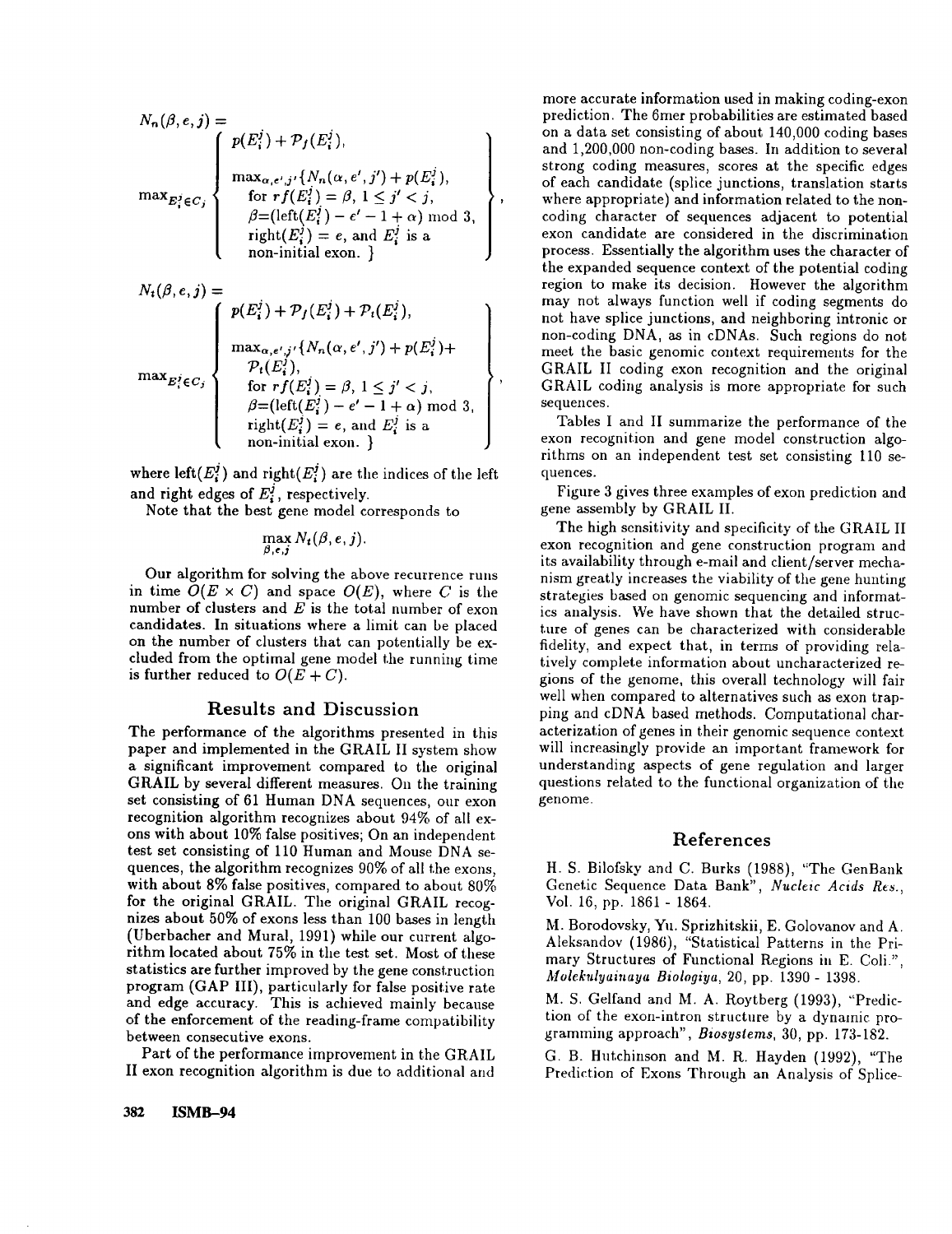$$N_n(\beta, e, j) = \max_{E_i^j \in C_j} \left\{ \begin{array}{l} p(E_i^j) + \mathcal{P}_f(E_i^j), \\ \\ \max_{\alpha, e', j'} \{ N_n(\alpha, e', j') + p(E_i^j), \\ \quad \text{for } rf(E_i^j) = \beta,\ 1 \leq j' < j, \\ \quad \beta = (\text{left}(E_i^j) - e' - 1 + \alpha) \bmod 3, \\ \quad \text{right}(E_i^j) = e, \text{ and } E_i^j \text{ is a} \\ \quad \text{non-initial exon. } \} \end{array} \right\},$$

$$N_t(\beta, e, j) = \max_{E_i^j \in C_j} \left\{ \begin{array}{l} p(E_i^j) + \mathcal{P}_f(E_i^j) + \mathcal{P}_t(E_i^j), \\ \\ \max_{\alpha, e', j'} \{ N_n(\alpha, e', j') + p(E_i^j) + \\ \quad \mathcal{P}_t(E_i^j), \\ \quad \text{for } rf(E_i^j) = \beta,\ 1 \leq j' < j, \\ \quad \beta = (\text{left}(E_i^j) - e' - 1 + \alpha) \bmod 3, \\ \quad \text{right}(E_i^j) = e, \text{ and } E_i^j \text{ is a} \\ \quad \text{non-initial exon. } \} \end{array} \right\},$$

where left($E_i^j$) and right($E_i^j$) are the indices of the left and right edges of $E_i^j$, respectively.

Note that the best gene model corresponds to

$$\max_{\beta, e, j} N_t(\beta, e, j).$$

Our algorithm for solving the above recurrence runs in time $O(E \times C)$ and space $O(E)$, where $C$ is the number of clusters and $E$ is the total number of exon candidates. In situations where a limit can be placed on the number of clusters that can potentially be excluded from the optimal gene model the running time is further reduced to $O(E + C)$.

## Results and Discussion

The performance of the algorithms presented in this paper and implemented in the GRAIL II system show a significant improvement compared to the original GRAIL by several different measures. On the training set consisting of 61 Human DNA sequences, our exon recognition algorithm recognizes about 94% of all exons with about 10% false positives; On an independent test set consisting of 110 Human and Mouse DNA sequences, the algorithm recognizes 90% of all the exons, with about 8% false positives, compared to about 80% for the original GRAIL. The original GRAIL recognizes about 50% of exons less than 100 bases in length (Uberbacher and Mural, 1991) while our current algorithm located about 75% in the test set. Most of these statistics are further improved by the gene construction program (GAP III), particularly for false positive rate and edge accuracy. This is achieved mainly because of the enforcement of the reading-frame compatibility between consecutive exons.

Part of the performance improvement in the GRAIL II exon recognition algorithm is due to additional and more accurate information used in making coding-exon prediction. The 6mer probabilities are estimated based on a data set consisting of about 140,000 coding bases and 1,200,000 non-coding bases. In addition to several strong coding measures, scores at the specific edges of each candidate (splice junctions, translation starts where appropriate) and information related to the non-coding character of sequences adjacent to potential exon candidate are considered in the discrimination process. Essentially the algorithm uses the character of the expanded sequence context of the potential coding region to make its decision. However the algorithm may not always function well if coding segments do not have splice junctions, and neighboring intronic or non-coding DNA, as in cDNAs. Such regions do not meet the basic genomic context requirements for the GRAIL II coding exon recognition and the original GRAIL coding analysis is more appropriate for such sequences.

Tables I and II summarize the performance of the exon recognition and gene model construction algorithms on an independent test set consisting 110 sequences.

Figure 3 gives three examples of exon prediction and gene assembly by GRAIL II.

The high sensitivity and specificity of the GRAIL II exon recognition and gene construction program and its availability through e-mail and client/server mechanism greatly increases the viability of the gene hunting strategies based on genomic sequencing and informatics analysis. We have shown that the detailed structure of genes can be characterized with considerable fidelity, and expect that, in terms of providing relatively complete information about uncharacterized regions of the genome, this overall technology will fair well when compared to alternatives such as exon trapping and cDNA based methods. Computational characterization of genes in their genomic sequence context will increasingly provide an important framework for understanding aspects of gene regulation and larger questions related to the functional organization of the genome.

## References

H. S. Bilofsky and C. Burks (1988), "The GenBank Genetic Sequence Data Bank", *Nucleic Acids Res.*, Vol. 16, pp. 1861 - 1864.

M. Borodovsky, Yu. Sprizhitskii, E. Golovanov and A. Aleksandov (1986), "Statistical Patterns in the Primary Structures of Functional Regions in E. Coli.", *Molekulyainaya Biologiya*, 20, pp. 1390 - 1398.

M. S. Gelfand and M. A. Roytberg (1993), "Prediction of the exon-intron structure by a dynamic programming approach", *Biosystems*, 30, pp. 173-182.

G. B. Hutchinson and M. R. Hayden (1992), "The Prediction of Exons Through an Analysis of Splice-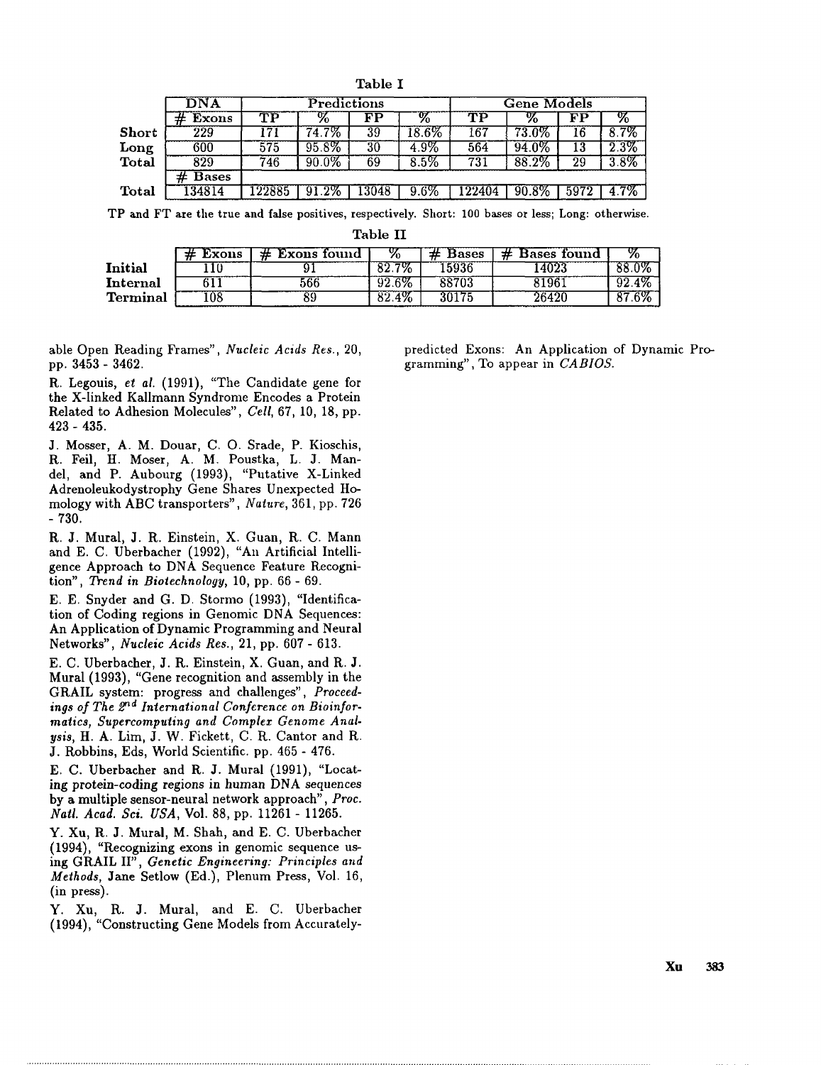Table I

| | DNA | Predictions | | | | Gene Models | | | |
|---|---|---|---|---|---|---|---|---|---|
| | # Exons | TP | % | FP | % | TP | % | FP | % |
| **Short** | 229 | 171 | 74.7% | 39 | 18.6% | 167 | 73.0% | 16 | 8.7% |
| **Long** | 600 | 575 | 95.8% | 30 | 4.9% | 564 | 94.0% | 13 | 2.3% |
| **Total** | 829 | 746 | 90.0% | 69 | 8.5% | 731 | 88.2% | 29 | 3.8% |
| | # Bases | | | | | | | | |
| **Total** | 134814 | 122885 | 91.2% | 13048 | 9.6% | 122404 | 90.8% | 5972 | 4.7% |

TP and FT are the true and false positives, respectively. Short: 100 bases or less; Long: otherwise.

Table II

| | # Exons | # Exons found | % | # Bases | # Bases found | % |
|---|---|---|---|---|---|---|
| **Initial** | 110 | 91 | 82.7% | 15936 | 14023 | 88.0% |
| **Internal** | 611 | 566 | 92.6% | 88703 | 81961 | 92.4% |
| **Terminal** | 108 | 89 | 82.4% | 30175 | 26420 | 87.6% |

able Open Reading Frames", *Nucleic Acids Res.*, 20, pp. 3453 - 3462.

R. Legouis, *et al.* (1991), "The Candidate gene for the X-linked Kallmann Syndrome Encodes a Protein Related to Adhesion Molecules", *Cell*, 67, 10, 18, pp. 423 - 435.

J. Mosser, A. M. Douar, C. O. Srade, P. Kioschis, R. Feil, H. Moser, A. M. Poustka, L. J. Mandel, and P. Aubourg (1993), "Putative X-Linked Adrenoleukodystrophy Gene Shares Unexpected Homology with ABC transporters", *Nature*, 361, pp. 726 - 730.

R. J. Mural, J. R. Einstein, X. Guan, R. C. Mann and E. C. Uberbacher (1992), "An Artificial Intelligence Approach to DNA Sequence Feature Recognition", *Trend in Biotechnology*, 10, pp. 66 - 69.

E. E. Snyder and G. D. Stormo (1993), "Identification of Coding regions in Genomic DNA Sequences: An Application of Dynamic Programming and Neural Networks", *Nucleic Acids Res.*, 21, pp. 607 - 613.

E. C. Uberbacher, J. R. Einstein, X. Guan, and R. J. Mural (1993), "Gene recognition and assembly in the GRAIL system: progress and challenges", *Proceedings of The 2nd International Conference on Bioinformatics, Supercomputing and Complex Genome Analysis*, H. A. Lim, J. W. Fickett, C. R. Cantor and R. J. Robbins, Eds, World Scientific. pp. 465 - 476.

E. C. Uberbacher and R. J. Mural (1991), "Locating protein-coding regions in human DNA sequences by a multiple sensor-neural network approach", *Proc. Natl. Acad. Sci. USA*, Vol. 88, pp. 11261 - 11265.

Y. Xu, R. J. Mural, M. Shah, and E. C. Uberbacher (1994), "Recognizing exons in genomic sequence using GRAIL II", *Genetic Engineering: Principles and Methods*, Jane Setlow (Ed.), Plenum Press, Vol. 16, (in press).

Y. Xu, R. J. Mural, and E. C. Uberbacher (1994), "Constructing Gene Models from Accurately-predicted Exons: An Application of Dynamic Programming", To appear in *CABIOS*.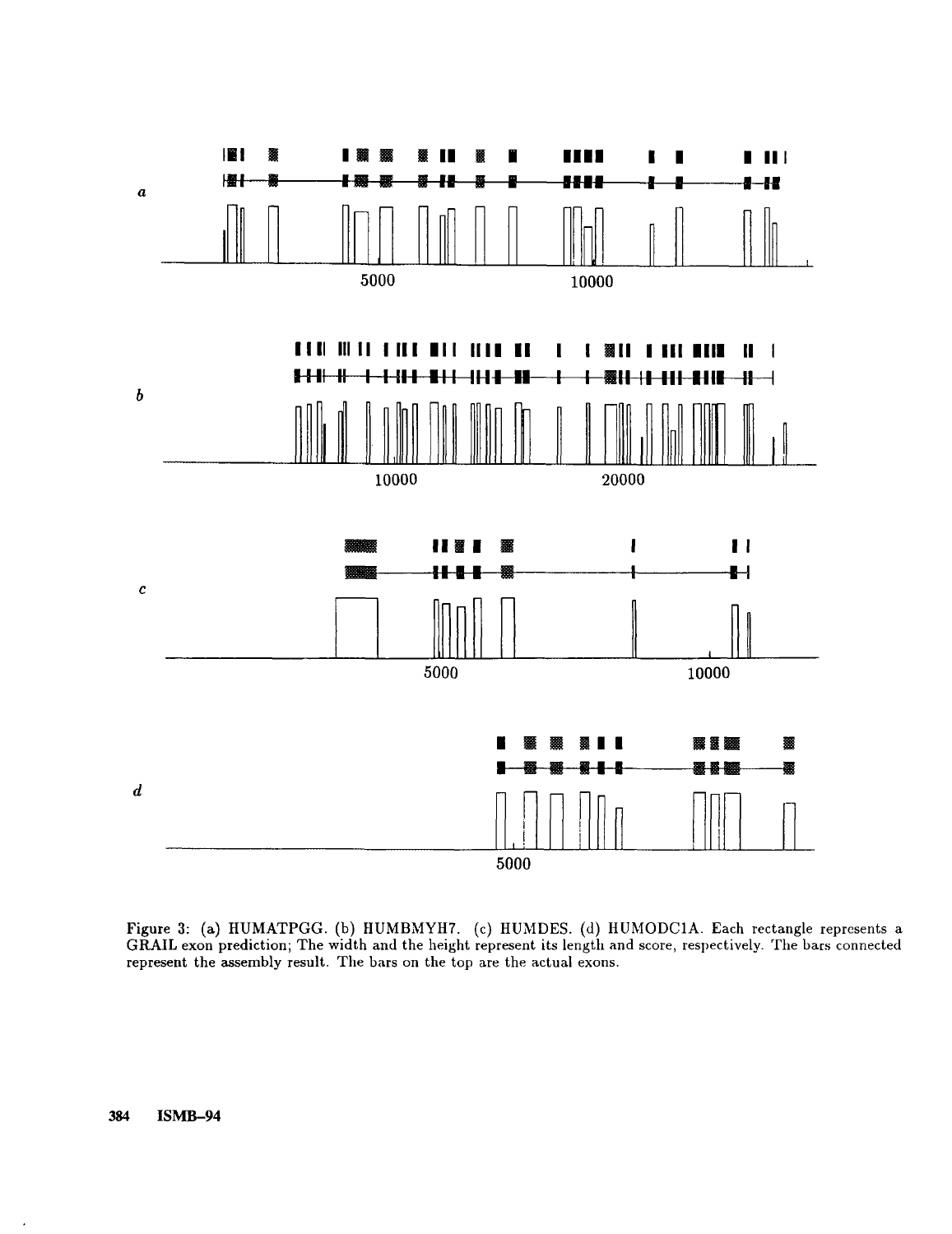a

5000

10000

b

10000

20000

c

5000

10000

d

5000

Figure 3: (a) HUMATPGG. (b) HUMBMYH7. (c) HUMDES. (d) HUMODC1A. Each rectangle represents a GRAIL exon prediction; The width and the height represent its length and score, respectively. The bars connected represent the assembly result. The bars on the top are the actual exons.